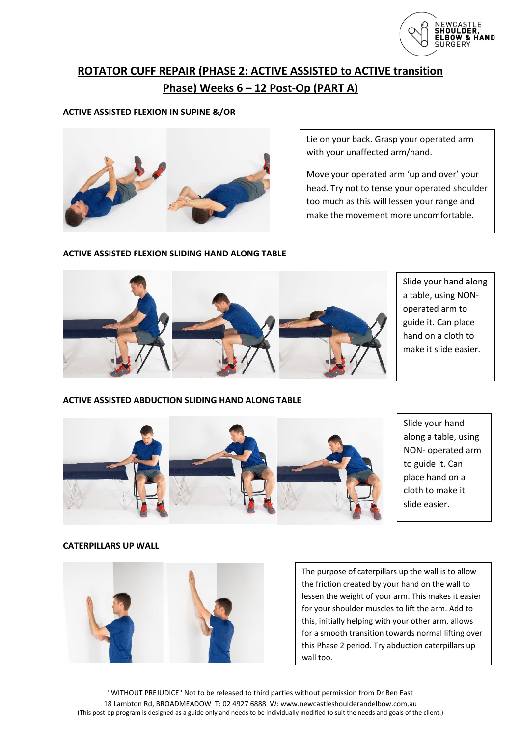# ROTATOR CUFF REPAIR (PHASE 2: ACTIVE ASSISTED to ACTIVE transition Phase) Weeks 6 – 12 Post-Op (PART A)

**ACTIVE ASSISTED FLEXION IN SUPINE &/OR**

Lie on your back. Grasp your operated arm with your unaffected arm/hand.

Move your operated arm 'up and over' your head. Try not to tense your operated shoulder too much as this will lessen your range and make the movement more uncomfortable.

**ACTIVE ASSISTED FLEXION SLIDING HAND ALONG TABLE**

Slide your hand along a table, using NON-operated arm to guide it. Can place hand on a cloth to make it slide easier.

**ACTIVE ASSISTED ABDUCTION SLIDING HAND ALONG TABLE**

Slide your hand along a table, using NON- operated arm to guide it. Can place hand on a cloth to make it slide easier.

**CATERPILLARS UP WALL**

The purpose of caterpillars up the wall is to allow the friction created by your hand on the wall to lessen the weight of your arm. This makes it easier for your shoulder muscles to lift the arm. Add to this, initially helping with your other arm, allows for a smooth transition towards normal lifting over this Phase 2 period. Try abduction caterpillars up wall too.

"WITHOUT PREJUDICE" Not to be released to third parties without permission from Dr Ben East
18 Lambton Rd, BROADMEADOW T: 02 4927 6888 W: www.newcastleshoulderandelbow.com.au
(This post-op program is designed as a guide only and needs to be individually modified to suit the needs and goals of the client.)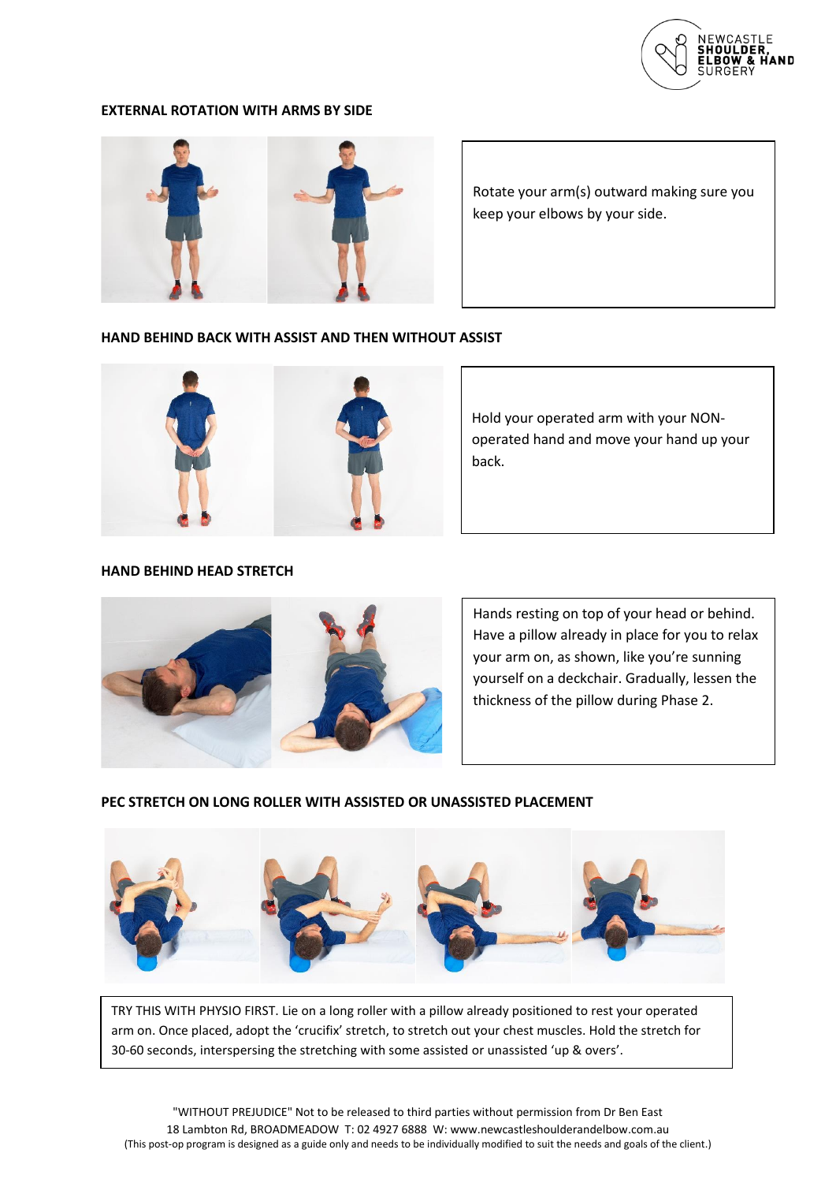### EXTERNAL ROTATION WITH ARMS BY SIDE

Rotate your arm(s) outward making sure you keep your elbows by your side.

### HAND BEHIND BACK WITH ASSIST AND THEN WITHOUT ASSIST

Hold your operated arm with your NON-operated hand and move your hand up your back.

### HAND BEHIND HEAD STRETCH

Hands resting on top of your head or behind. Have a pillow already in place for you to relax your arm on, as shown, like you're sunning yourself on a deckchair. Gradually, lessen the thickness of the pillow during Phase 2.

### PEC STRETCH ON LONG ROLLER WITH ASSISTED OR UNASSISTED PLACEMENT

TRY THIS WITH PHYSIO FIRST. Lie on a long roller with a pillow already positioned to rest your operated arm on. Once placed, adopt the 'crucifix' stretch, to stretch out your chest muscles. Hold the stretch for 30-60 seconds, interspersing the stretching with some assisted or unassisted 'up & overs'.

"WITHOUT PREJUDICE" Not to be released to third parties without permission from Dr Ben East
18 Lambton Rd, BROADMEADOW T: 02 4927 6888 W: www.newcastleshoulderandelbow.com.au
(This post-op program is designed as a guide only and needs to be individually modified to suit the needs and goals of the client.)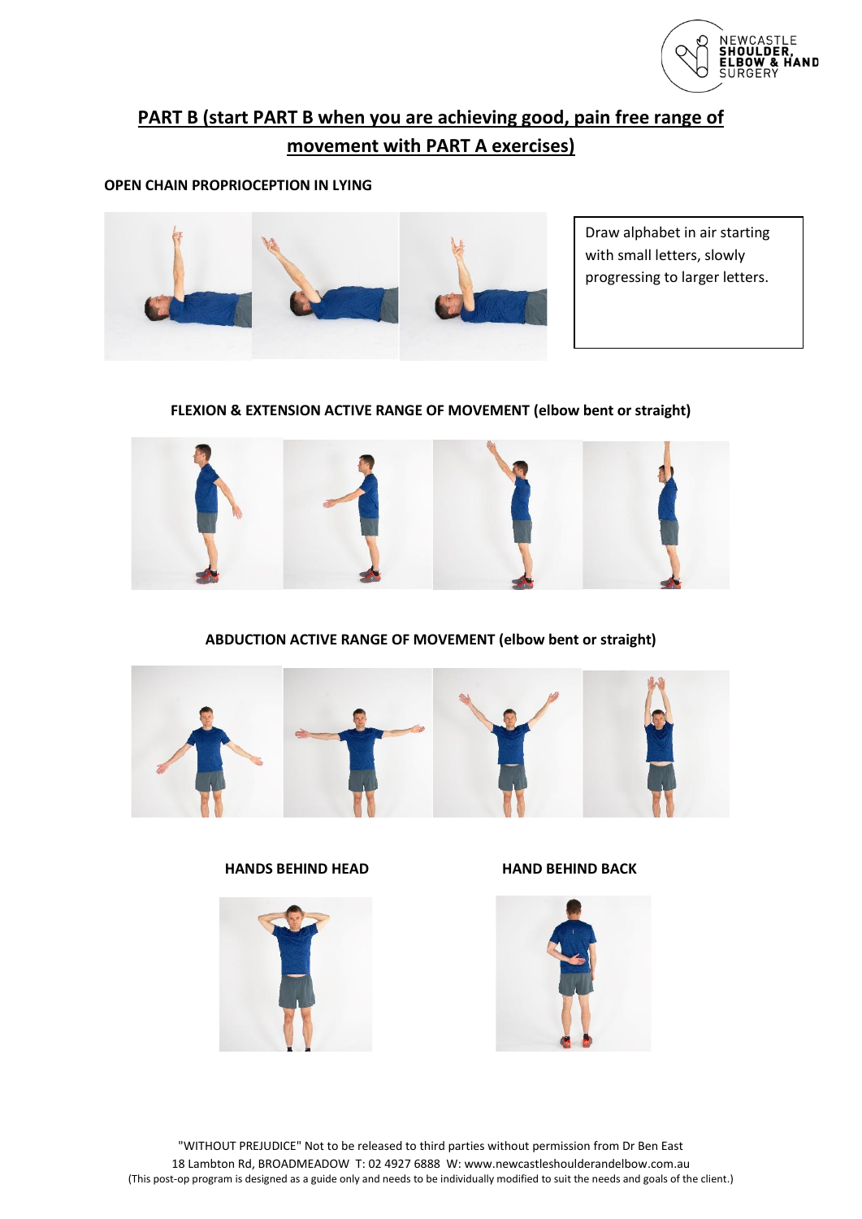## PART B (start PART B when you are achieving good, pain free range of movement with PART A exercises)

**OPEN CHAIN PROPRIOCEPTION IN LYING**

Draw alphabet in air starting with small letters, slowly progressing to larger letters.

**FLEXION & EXTENSION ACTIVE RANGE OF MOVEMENT (elbow bent or straight)**

**ABDUCTION ACTIVE RANGE OF MOVEMENT (elbow bent or straight)**

**HANDS BEHIND HEAD**

**HAND BEHIND BACK**

"WITHOUT PREJUDICE" Not to be released to third parties without permission from Dr Ben East
18 Lambton Rd, BROADMEADOW T: 02 4927 6888 W: www.newcastleshoulderandelbow.com.au
(This post-op program is designed as a guide only and needs to be individually modified to suit the needs and goals of the client.)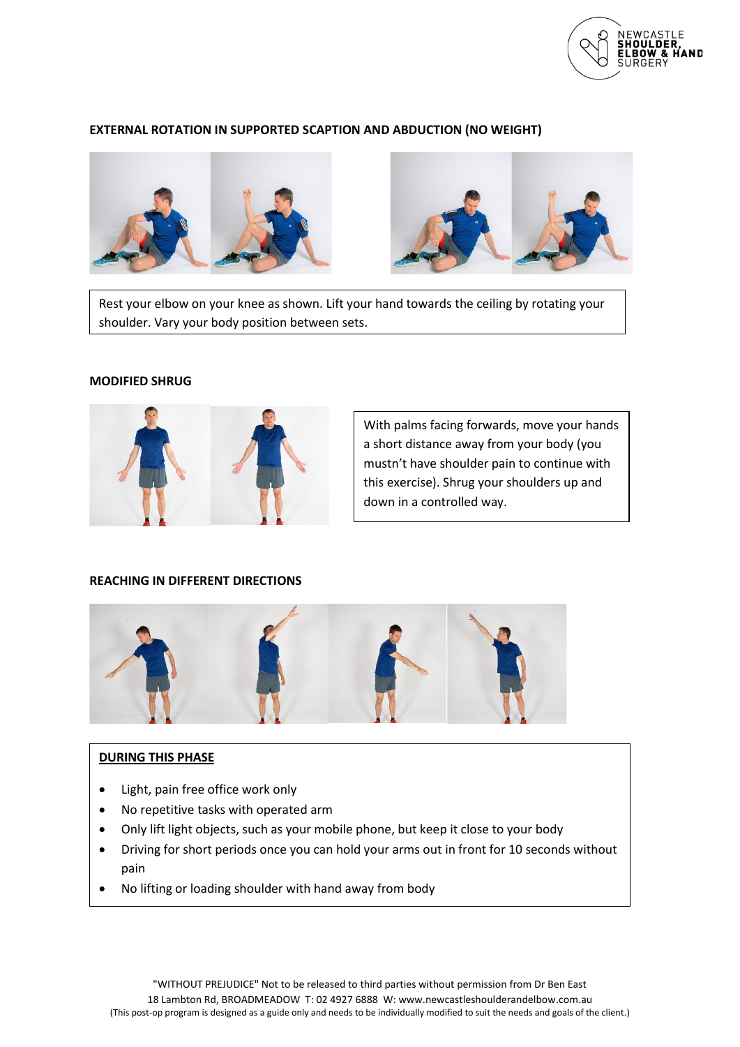### EXTERNAL ROTATION IN SUPPORTED SCAPTION AND ABDUCTION (NO WEIGHT)

Rest your elbow on your knee as shown. Lift your hand towards the ceiling by rotating your shoulder. Vary your body position between sets.

### MODIFIED SHRUG

With palms facing forwards, move your hands a short distance away from your body (you mustn't have shoulder pain to continue with this exercise). Shrug your shoulders up and down in a controlled way.

### REACHING IN DIFFERENT DIRECTIONS

**DURING THIS PHASE**

- Light, pain free office work only
- No repetitive tasks with operated arm
- Only lift light objects, such as your mobile phone, but keep it close to your body
- Driving for short periods once you can hold your arms out in front for 10 seconds without pain
- No lifting or loading shoulder with hand away from body